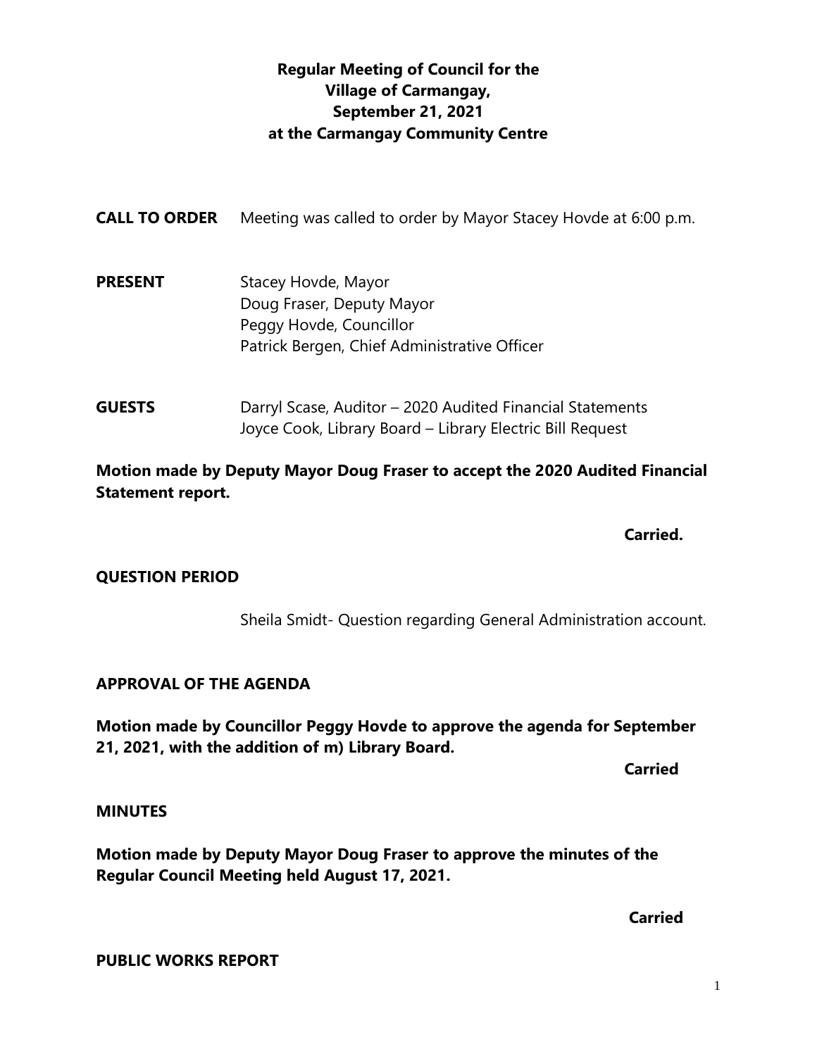# Regular Meeting of Council for the Village of Carmangay, September 21, 2021 at the Carmangay Community Centre

**CALL TO ORDER** Meeting was called to order by Mayor Stacey Hovde at 6:00 p.m.

**PRESENT**
Stacey Hovde, Mayor
Doug Fraser, Deputy Mayor
Peggy Hovde, Councillor
Patrick Bergen, Chief Administrative Officer

**GUESTS**
Darryl Scase, Auditor – 2020 Audited Financial Statements
Joyce Cook, Library Board – Library Electric Bill Request

**Motion made by Deputy Mayor Doug Fraser to accept the 2020 Audited Financial Statement report.**

**Carried.**

**QUESTION PERIOD**

Sheila Smidt- Question regarding General Administration account.

**APPROVAL OF THE AGENDA**

**Motion made by Councillor Peggy Hovde to approve the agenda for September 21, 2021, with the addition of m) Library Board.**

**Carried**

**MINUTES**

**Motion made by Deputy Mayor Doug Fraser to approve the minutes of the Regular Council Meeting held August 17, 2021.**

**Carried**

**PUBLIC WORKS REPORT**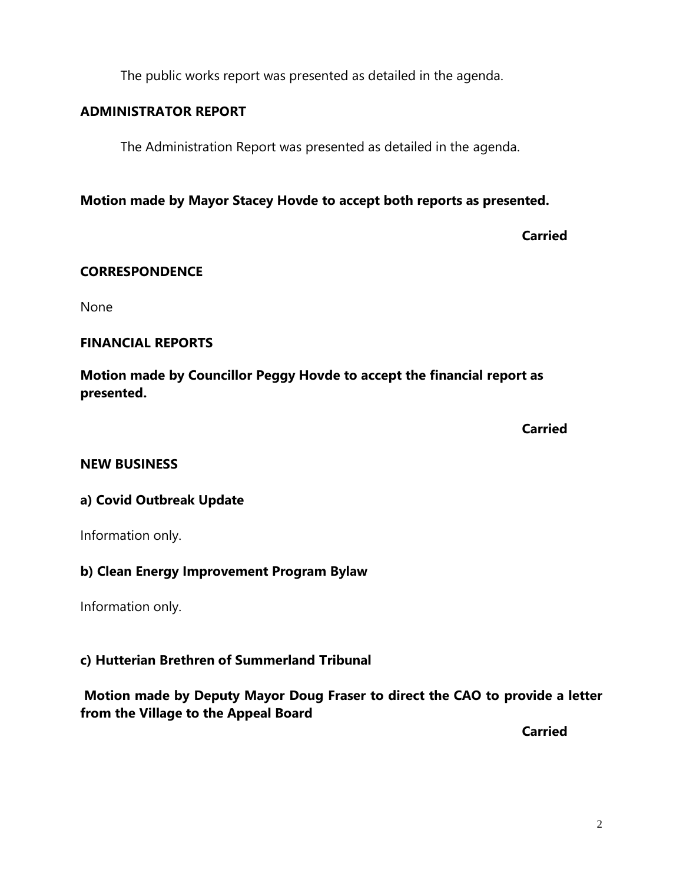The public works report was presented as detailed in the agenda.

## ADMINISTRATOR REPORT

The Administration Report was presented as detailed in the agenda.

**Motion made by Mayor Stacey Hovde to accept both reports as presented.**

**Carried**

## CORRESPONDENCE

None

## FINANCIAL REPORTS

**Motion made by Councillor Peggy Hovde to accept the financial report as presented.**

**Carried**

## NEW BUSINESS

### a) Covid Outbreak Update

Information only.

### b) Clean Energy Improvement Program Bylaw

Information only.

### c) Hutterian Brethren of Summerland Tribunal

**Motion made by Deputy Mayor Doug Fraser to direct the CAO to provide a letter from the Village to the Appeal Board**

**Carried**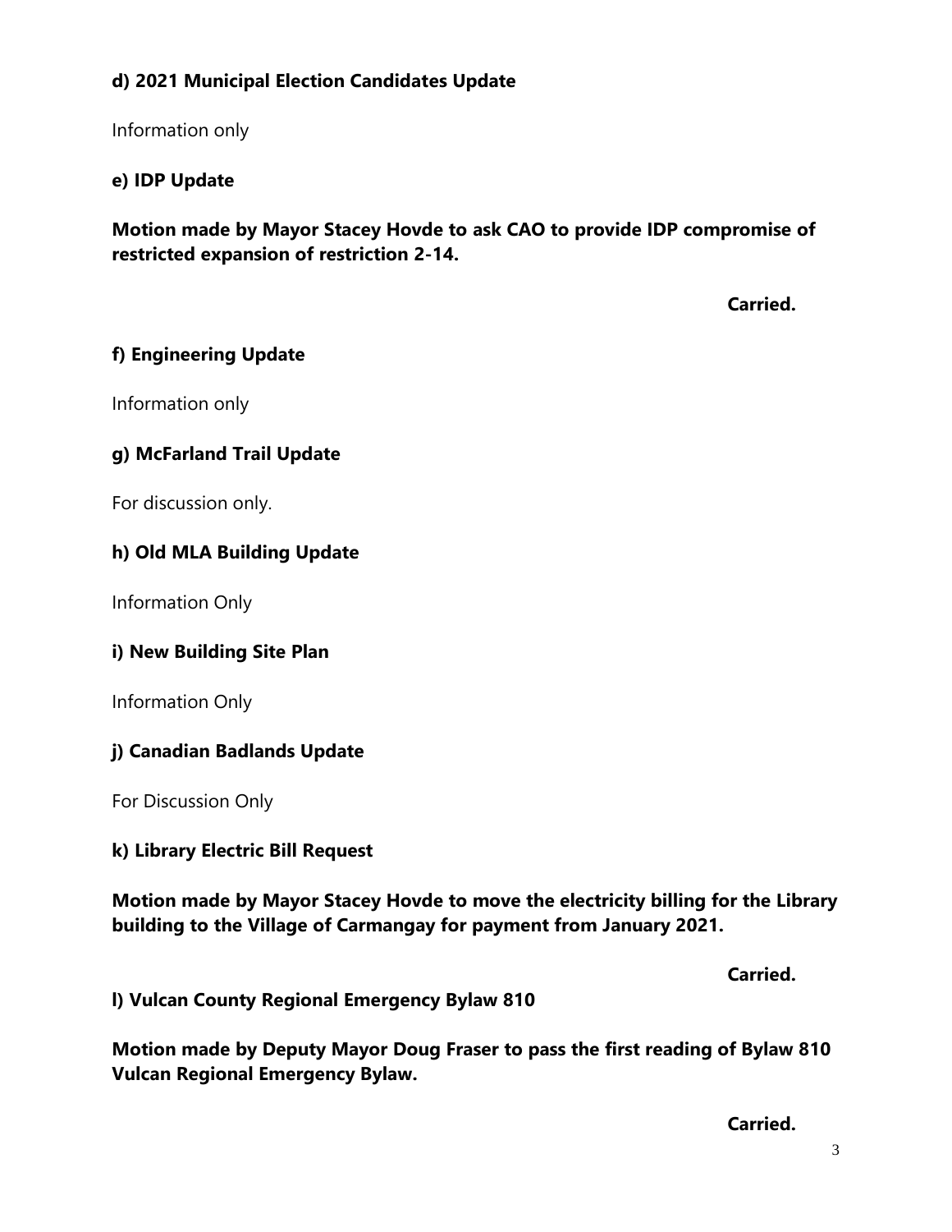**d) 2021 Municipal Election Candidates Update**

Information only

**e) IDP Update**

**Motion made by Mayor Stacey Hovde to ask CAO to provide IDP compromise of restricted expansion of restriction 2-14.**

**Carried.**

**f) Engineering Update**

Information only

**g) McFarland Trail Update**

For discussion only.

**h) Old MLA Building Update**

Information Only

**i) New Building Site Plan**

Information Only

**j) Canadian Badlands Update**

For Discussion Only

**k) Library Electric Bill Request**

**Motion made by Mayor Stacey Hovde to move the electricity billing for the Library building to the Village of Carmangay for payment from January 2021.**

**Carried.**

**l) Vulcan County Regional Emergency Bylaw 810**

**Motion made by Deputy Mayor Doug Fraser to pass the first reading of Bylaw 810 Vulcan Regional Emergency Bylaw.**

**Carried.**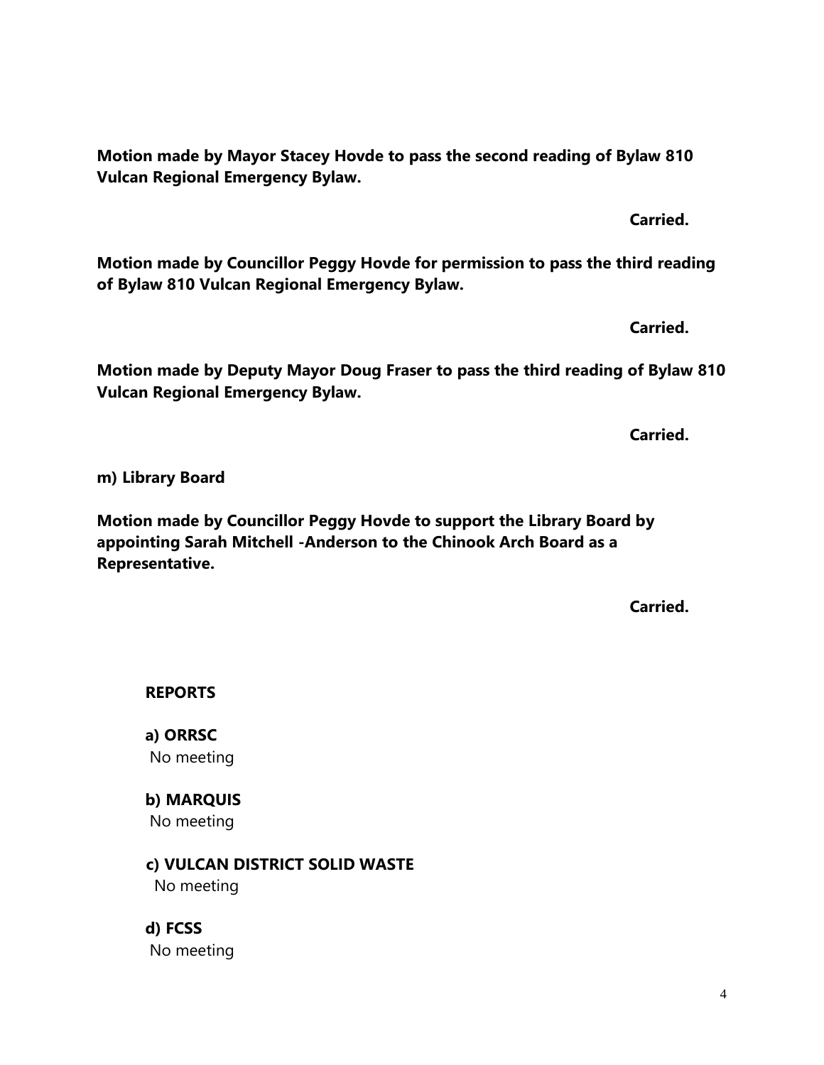**Motion made by Mayor Stacey Hovde to pass the second reading of Bylaw 810 Vulcan Regional Emergency Bylaw.**

**Carried.**

**Motion made by Councillor Peggy Hovde for permission to pass the third reading of Bylaw 810 Vulcan Regional Emergency Bylaw.**

**Carried.**

**Motion made by Deputy Mayor Doug Fraser to pass the third reading of Bylaw 810 Vulcan Regional Emergency Bylaw.**

**Carried.**

**m) Library Board**

**Motion made by Councillor Peggy Hovde to support the Library Board by appointing Sarah Mitchell -Anderson to the Chinook Arch Board as a Representative.**

**Carried.**

**REPORTS**

**a) ORRSC**
No meeting

**b) MARQUIS**
No meeting

**c) VULCAN DISTRICT SOLID WASTE**
No meeting

**d) FCSS**
No meeting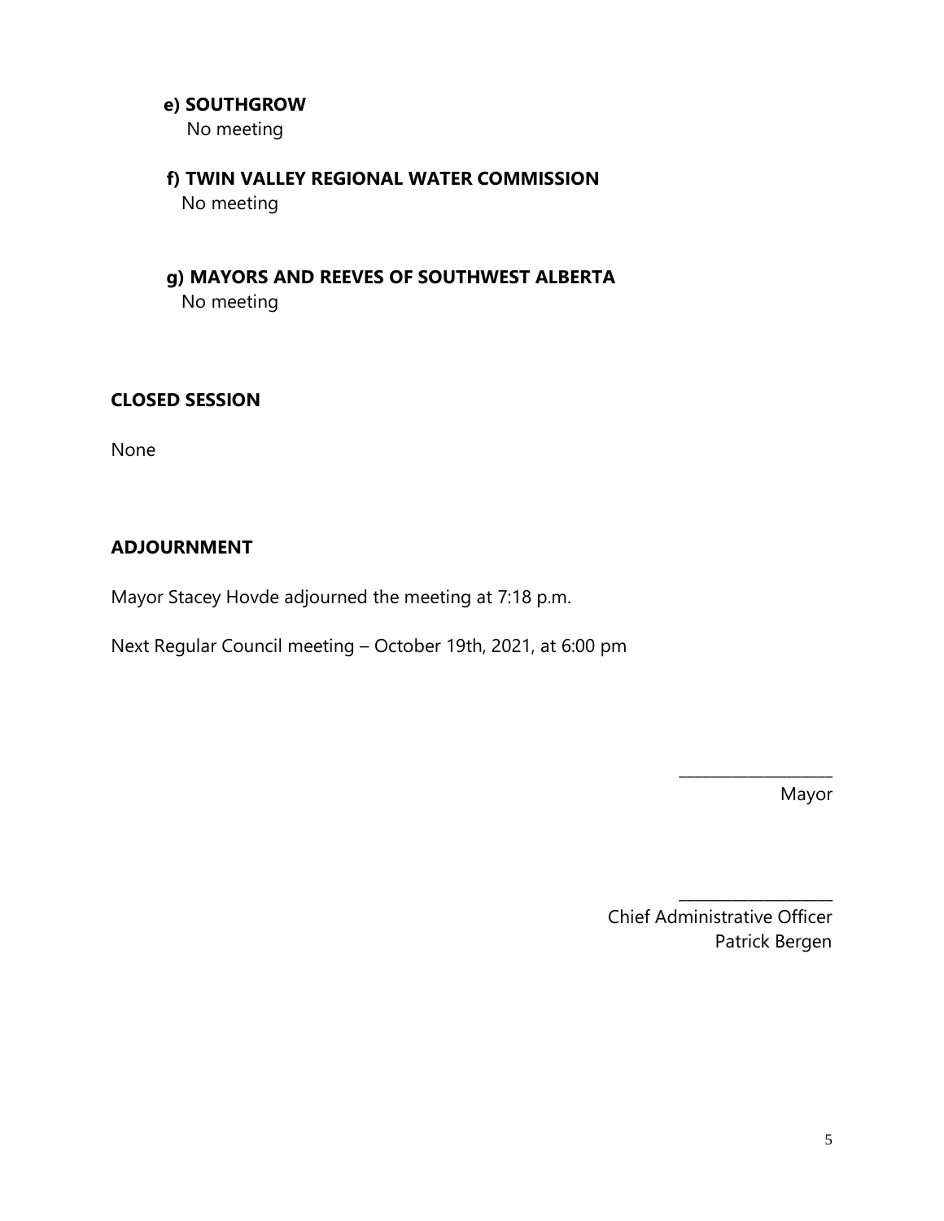**e) SOUTHGROW**

No meeting

**f) TWIN VALLEY REGIONAL WATER COMMISSION**

No meeting

**g) MAYORS AND REEVES OF SOUTHWEST ALBERTA**

No meeting

## CLOSED SESSION

None

## ADJOURNMENT

Mayor Stacey Hovde adjourned the meeting at 7:18 p.m.

Next Regular Council meeting – October 19th, 2021, at 6:00 pm

\_\_\_\_\_\_\_\_\_\_\_\_\_\_\_\_\_\_\_\_

Mayor

\_\_\_\_\_\_\_\_\_\_\_\_\_\_\_\_\_\_\_\_

Chief Administrative Officer
Patrick Bergen